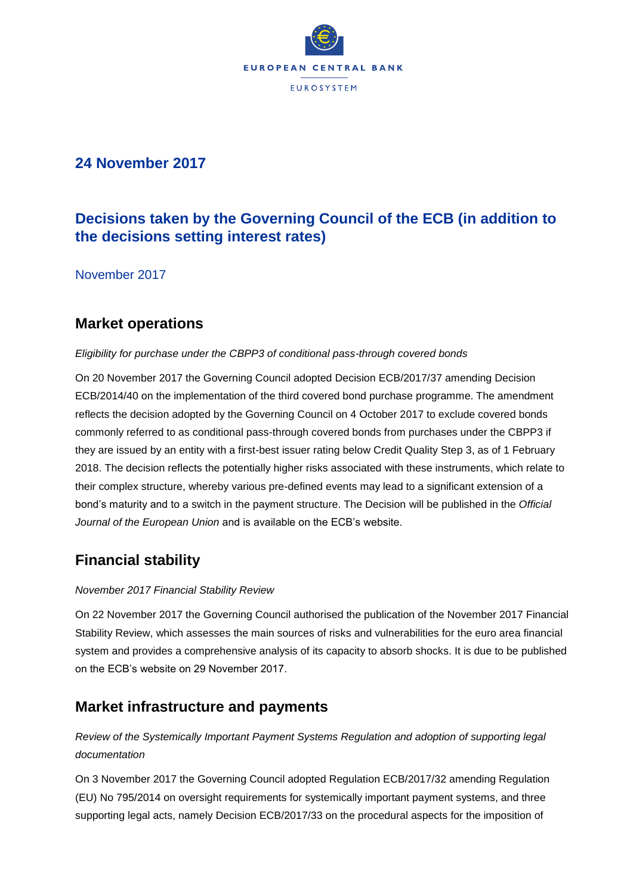## 24 November 2017

# Decisions taken by the Governing Council of the ECB (in addition to the decisions setting interest rates)

November 2017

## Market operations

*Eligibility for purchase under the CBPP3 of conditional pass-through covered bonds*

On 20 November 2017 the Governing Council adopted Decision ECB/2017/37 amending Decision ECB/2014/40 on the implementation of the third covered bond purchase programme. The amendment reflects the decision adopted by the Governing Council on 4 October 2017 to exclude covered bonds commonly referred to as conditional pass-through covered bonds from purchases under the CBPP3 if they are issued by an entity with a first-best issuer rating below Credit Quality Step 3, as of 1 February 2018. The decision reflects the potentially higher risks associated with these instruments, which relate to their complex structure, whereby various pre-defined events may lead to a significant extension of a bond's maturity and to a switch in the payment structure. The Decision will be published in the *Official Journal of the European Union* and is available on the ECB's website.

## Financial stability

*November 2017 Financial Stability Review*

On 22 November 2017 the Governing Council authorised the publication of the November 2017 Financial Stability Review, which assesses the main sources of risks and vulnerabilities for the euro area financial system and provides a comprehensive analysis of its capacity to absorb shocks. It is due to be published on the ECB's website on 29 November 2017.

## Market infrastructure and payments

*Review of the Systemically Important Payment Systems Regulation and adoption of supporting legal documentation*

On 3 November 2017 the Governing Council adopted Regulation ECB/2017/32 amending Regulation (EU) No 795/2014 on oversight requirements for systemically important payment systems, and three supporting legal acts, namely Decision ECB/2017/33 on the procedural aspects for the imposition of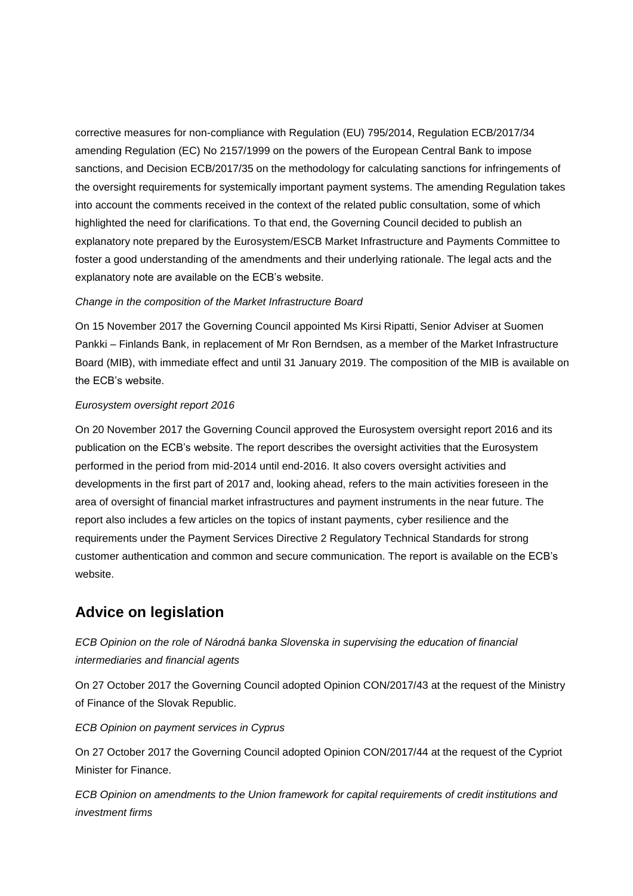corrective measures for non-compliance with Regulation (EU) 795/2014, Regulation ECB/2017/34 amending Regulation (EC) No 2157/1999 on the powers of the European Central Bank to impose sanctions, and Decision ECB/2017/35 on the methodology for calculating sanctions for infringements of the oversight requirements for systemically important payment systems. The amending Regulation takes into account the comments received in the context of the related public consultation, some of which highlighted the need for clarifications. To that end, the Governing Council decided to publish an explanatory note prepared by the Eurosystem/ESCB Market Infrastructure and Payments Committee to foster a good understanding of the amendments and their underlying rationale. The legal acts and the explanatory note are available on the ECB's website.

*Change in the composition of the Market Infrastructure Board*

On 15 November 2017 the Governing Council appointed Ms Kirsi Ripatti, Senior Adviser at Suomen Pankki – Finlands Bank, in replacement of Mr Ron Berndsen, as a member of the Market Infrastructure Board (MIB), with immediate effect and until 31 January 2019. The composition of the MIB is available on the ECB's website.

*Eurosystem oversight report 2016*

On 20 November 2017 the Governing Council approved the Eurosystem oversight report 2016 and its publication on the ECB's website. The report describes the oversight activities that the Eurosystem performed in the period from mid-2014 until end-2016. It also covers oversight activities and developments in the first part of 2017 and, looking ahead, refers to the main activities foreseen in the area of oversight of financial market infrastructures and payment instruments in the near future. The report also includes a few articles on the topics of instant payments, cyber resilience and the requirements under the Payment Services Directive 2 Regulatory Technical Standards for strong customer authentication and common and secure communication. The report is available on the ECB's website.

## Advice on legislation

*ECB Opinion on the role of Národná banka Slovenska in supervising the education of financial intermediaries and financial agents*

On 27 October 2017 the Governing Council adopted Opinion CON/2017/43 at the request of the Ministry of Finance of the Slovak Republic.

*ECB Opinion on payment services in Cyprus*

On 27 October 2017 the Governing Council adopted Opinion CON/2017/44 at the request of the Cypriot Minister for Finance.

*ECB Opinion on amendments to the Union framework for capital requirements of credit institutions and investment firms*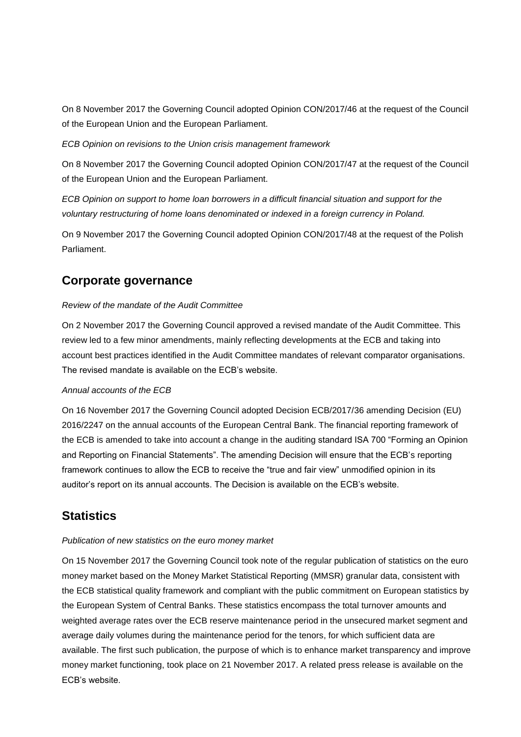On 8 November 2017 the Governing Council adopted Opinion CON/2017/46 at the request of the Council of the European Union and the European Parliament.

*ECB Opinion on revisions to the Union crisis management framework*

On 8 November 2017 the Governing Council adopted Opinion CON/2017/47 at the request of the Council of the European Union and the European Parliament.

*ECB Opinion on support to home loan borrowers in a difficult financial situation and support for the voluntary restructuring of home loans denominated or indexed in a foreign currency in Poland.*

On 9 November 2017 the Governing Council adopted Opinion CON/2017/48 at the request of the Polish Parliament.

## Corporate governance

*Review of the mandate of the Audit Committee*

On 2 November 2017 the Governing Council approved a revised mandate of the Audit Committee. This review led to a few minor amendments, mainly reflecting developments at the ECB and taking into account best practices identified in the Audit Committee mandates of relevant comparator organisations. The revised mandate is available on the ECB's website.

*Annual accounts of the ECB*

On 16 November 2017 the Governing Council adopted Decision ECB/2017/36 amending Decision (EU) 2016/2247 on the annual accounts of the European Central Bank. The financial reporting framework of the ECB is amended to take into account a change in the auditing standard ISA 700 "Forming an Opinion and Reporting on Financial Statements". The amending Decision will ensure that the ECB's reporting framework continues to allow the ECB to receive the "true and fair view" unmodified opinion in its auditor's report on its annual accounts. The Decision is available on the ECB's website.

## Statistics

*Publication of new statistics on the euro money market*

On 15 November 2017 the Governing Council took note of the regular publication of statistics on the euro money market based on the Money Market Statistical Reporting (MMSR) granular data, consistent with the ECB statistical quality framework and compliant with the public commitment on European statistics by the European System of Central Banks. These statistics encompass the total turnover amounts and weighted average rates over the ECB reserve maintenance period in the unsecured market segment and average daily volumes during the maintenance period for the tenors, for which sufficient data are available. The first such publication, the purpose of which is to enhance market transparency and improve money market functioning, took place on 21 November 2017. A related press release is available on the ECB's website.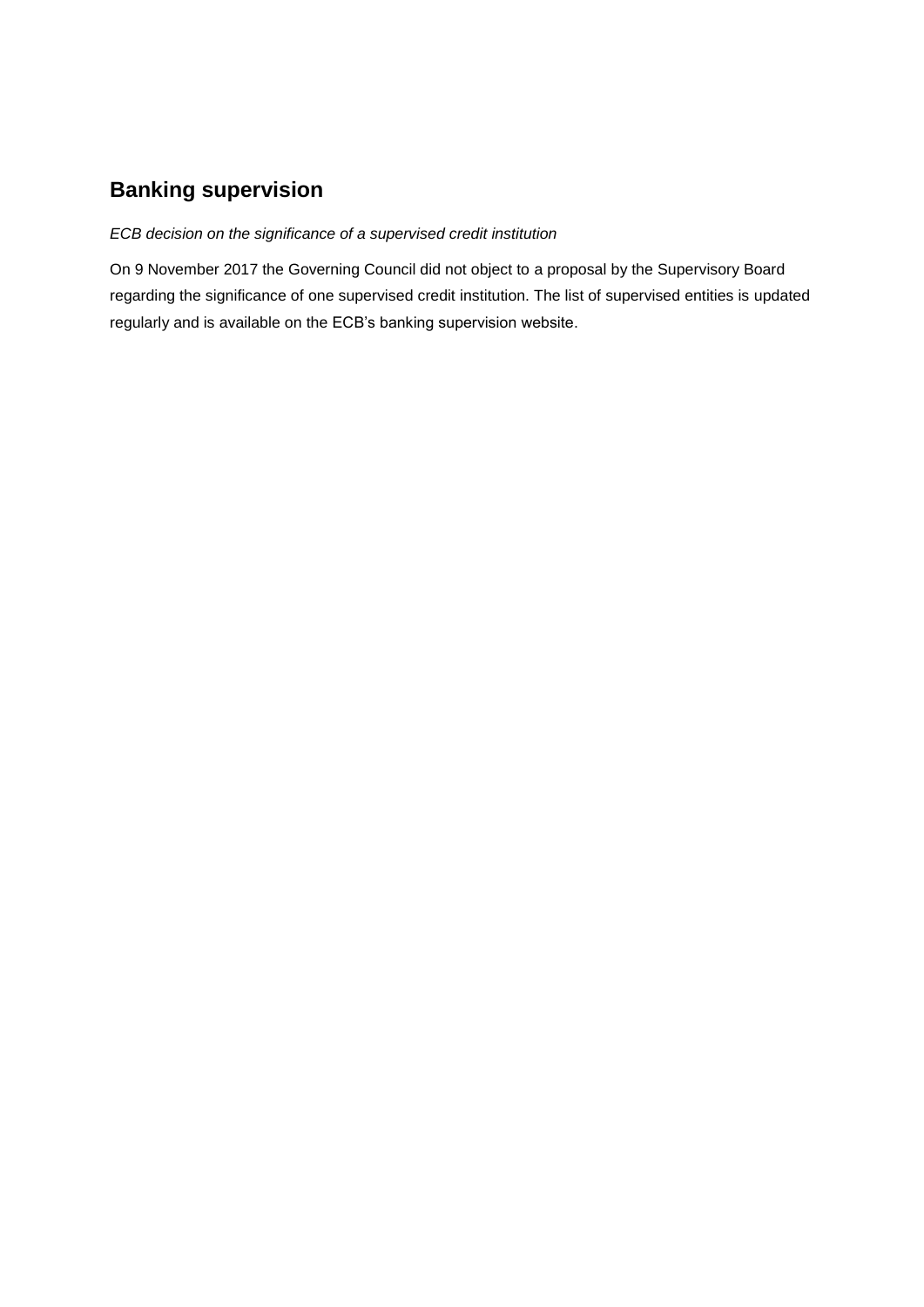## Banking supervision

*ECB decision on the significance of a supervised credit institution*

On 9 November 2017 the Governing Council did not object to a proposal by the Supervisory Board regarding the significance of one supervised credit institution. The list of supervised entities is updated regularly and is available on the ECB's banking supervision website.